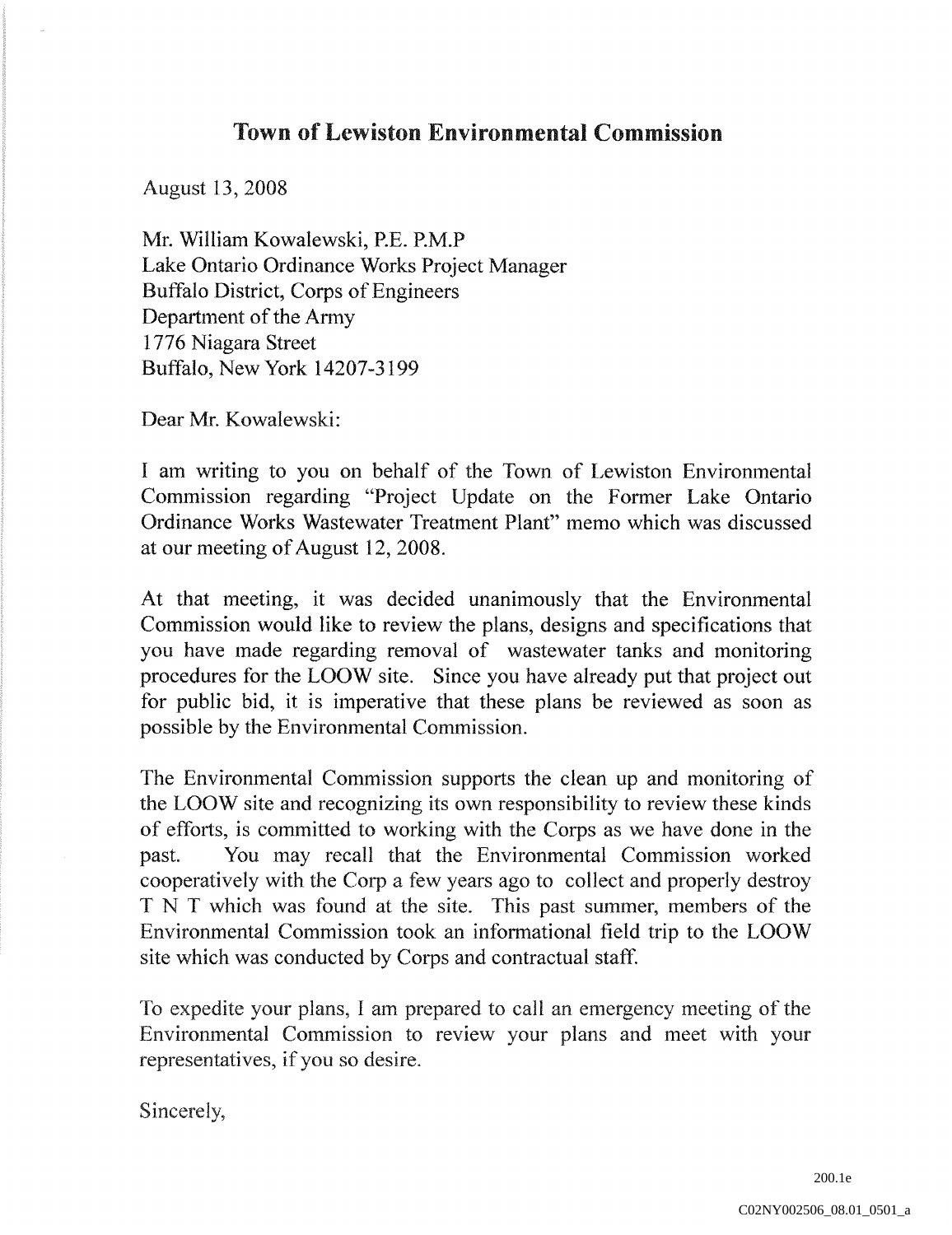# Town of Lewiston Environmental Commission

August 13, 2008

Mr. William Kowalewski, P.E. P.M.P
Lake Ontario Ordinance Works Project Manager
Buffalo District, Corps of Engineers
Department of the Army
1776 Niagara Street
Buffalo, New York 14207-3199

Dear Mr. Kowalewski:

I am writing to you on behalf of the Town of Lewiston Environmental Commission regarding "Project Update on the Former Lake Ontario Ordinance Works Wastewater Treatment Plant" memo which was discussed at our meeting of August 12, 2008.

At that meeting, it was decided unanimously that the Environmental Commission would like to review the plans, designs and specifications that you have made regarding removal of wastewater tanks and monitoring procedures for the LOOW site. Since you have already put that project out for public bid, it is imperative that these plans be reviewed as soon as possible by the Environmental Commission.

The Environmental Commission supports the clean up and monitoring of the LOOW site and recognizing its own responsibility to review these kinds of efforts, is committed to working with the Corps as we have done in the past. You may recall that the Environmental Commission worked cooperatively with the Corp a few years ago to collect and properly destroy T N T which was found at the site. This past summer, members of the Environmental Commission took an informational field trip to the LOOW site which was conducted by Corps and contractual staff.

To expedite your plans, I am prepared to call an emergency meeting of the Environmental Commission to review your plans and meet with your representatives, if you so desire.

Sincerely,

200.1e

C02NY002506_08.01_0501_a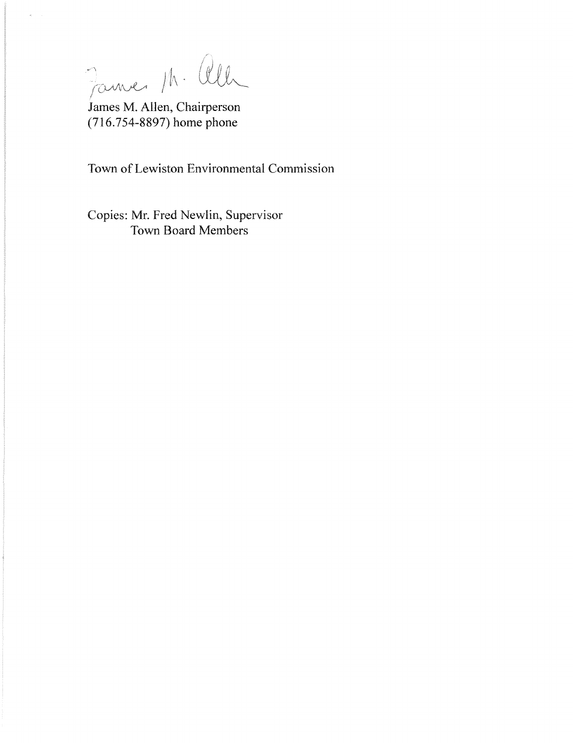James M. Allen

James M. Allen, Chairperson
(716.754-8897) home phone

Town of Lewiston Environmental Commission

Copies: Mr. Fred Newlin, Supervisor
Town Board Members